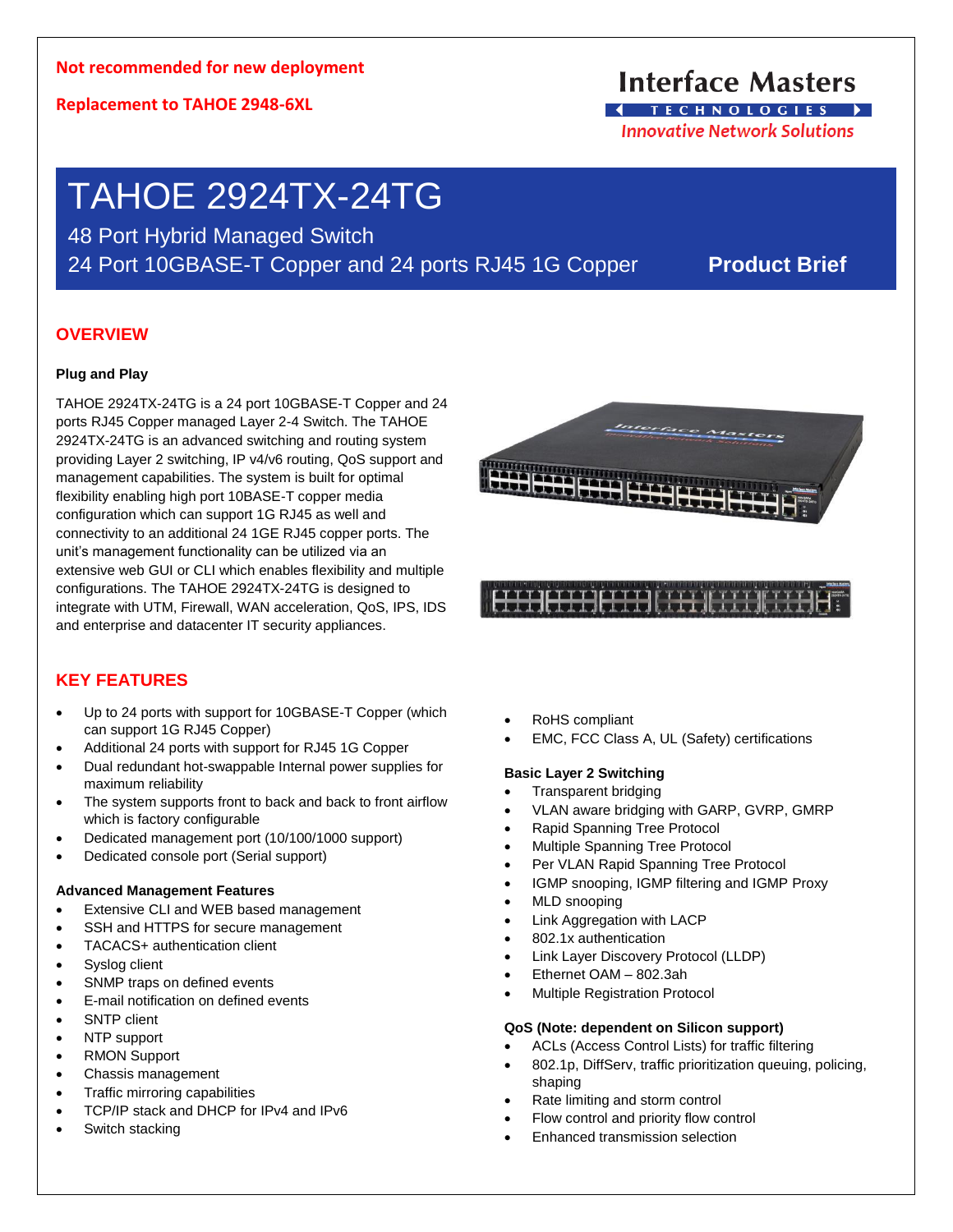**Not recommended for new deployment**

**Replacement to TAHOE 2948-6XL**

Interface Masters
TECHNOLOGIES
*Innovative Network Solutions*

# TAHOE 2924TX-24TG

48 Port Hybrid Managed Switch

24 Port 10GBASE-T Copper and 24 ports RJ45 1G Copper **Product Brief**

## OVERVIEW

### Plug and Play

TAHOE 2924TX-24TG is a 24 port 10GBASE-T Copper and 24 ports RJ45 Copper managed Layer 2-4 Switch. The TAHOE 2924TX-24TG is an advanced switching and routing system providing Layer 2 switching, IP v4/v6 routing, QoS support and management capabilities. The system is built for optimal flexibility enabling high port 10BASE-T copper media configuration which can support 1G RJ45 as well and connectivity to an additional 24 1GE RJ45 copper ports. The unit's management functionality can be utilized via an extensive web GUI or CLI which enables flexibility and multiple configurations. The TAHOE 2924TX-24TG is designed to integrate with UTM, Firewall, WAN acceleration, QoS, IPS, IDS and enterprise and datacenter IT security appliances.

## KEY FEATURES

- Up to 24 ports with support for 10GBASE-T Copper (which can support 1G RJ45 Copper)
- Additional 24 ports with support for RJ45 1G Copper
- Dual redundant hot-swappable Internal power supplies for maximum reliability
- The system supports front to back and back to front airflow which is factory configurable
- Dedicated management port (10/100/1000 support)
- Dedicated console port (Serial support)
- RoHS compliant
- EMC, FCC Class A, UL (Safety) certifications

### Advanced Management Features

- Extensive CLI and WEB based management
- SSH and HTTPS for secure management
- TACACS+ authentication client
- Syslog client
- SNMP traps on defined events
- E-mail notification on defined events
- SNTP client
- NTP support
- RMON Support
- Chassis management
- Traffic mirroring capabilities
- TCP/IP stack and DHCP for IPv4 and IPv6
- Switch stacking

### Basic Layer 2 Switching

- Transparent bridging
- VLAN aware bridging with GARP, GVRP, GMRP
- Rapid Spanning Tree Protocol
- Multiple Spanning Tree Protocol
- Per VLAN Rapid Spanning Tree Protocol
- IGMP snooping, IGMP filtering and IGMP Proxy
- MLD snooping
- Link Aggregation with LACP
- 802.1x authentication
- Link Layer Discovery Protocol (LLDP)
- Ethernet OAM – 802.3ah
- Multiple Registration Protocol

### QoS (Note: dependent on Silicon support)

- ACLs (Access Control Lists) for traffic filtering
- 802.1p, DiffServ, traffic prioritization queuing, policing, shaping
- Rate limiting and storm control
- Flow control and priority flow control
- Enhanced transmission selection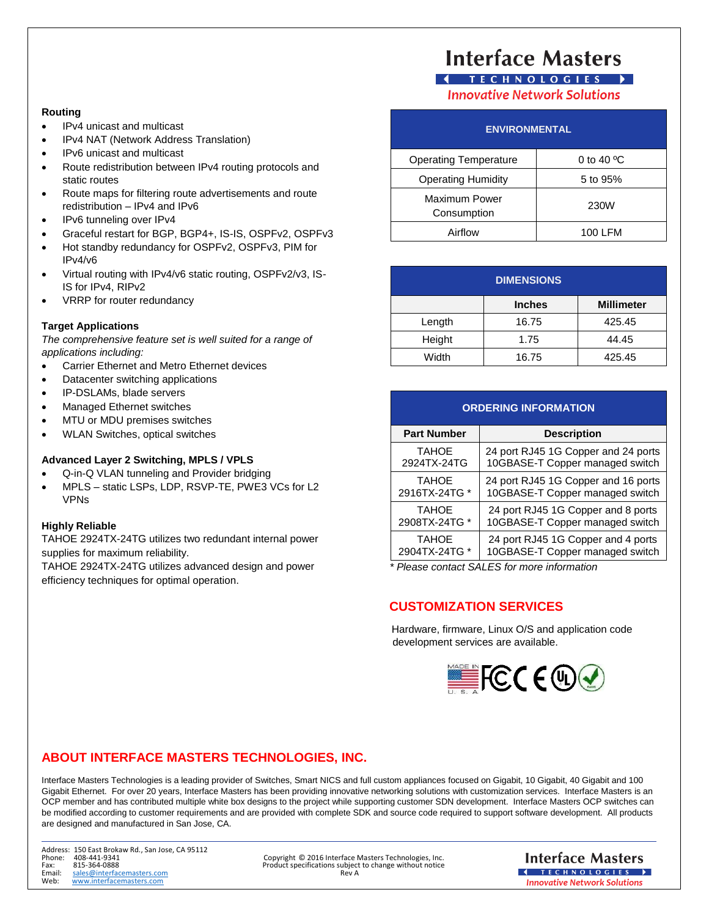Interface Masters

TECHNOLOGIES

*Innovative Network Solutions*

**Routing**

- IPv4 unicast and multicast
- IPv4 NAT (Network Address Translation)
- IPv6 unicast and multicast
- Route redistribution between IPv4 routing protocols and static routes
- Route maps for filtering route advertisements and route redistribution – IPv4 and IPv6
- IPv6 tunneling over IPv4
- Graceful restart for BGP, BGP4+, IS-IS, OSPFv2, OSPFv3
- Hot standby redundancy for OSPFv2, OSPFv3, PIM for IPv4/v6
- Virtual routing with IPv4/v6 static routing, OSPFv2/v3, IS-IS for IPv4, RIPv2
- VRRP for router redundancy

**Target Applications**

*The comprehensive feature set is well suited for a range of applications including:*

- Carrier Ethernet and Metro Ethernet devices
- Datacenter switching applications
- IP-DSLAMs, blade servers
- Managed Ethernet switches
- MTU or MDU premises switches
- WLAN Switches, optical switches

**Advanced Layer 2 Switching, MPLS / VPLS**

- Q-in-Q VLAN tunneling and Provider bridging
- MPLS – static LSPs, LDP, RSVP-TE, PWE3 VCs for L2 VPNs

**Highly Reliable**

TAHOE 2924TX-24TG utilizes two redundant internal power supplies for maximum reliability.
TAHOE 2924TX-24TG utilizes advanced design and power efficiency techniques for optimal operation.

| ENVIRONMENTAL | |
|---|---|
| Operating Temperature | 0 to 40 ºC |
| Operating Humidity | 5 to 95% |
| Maximum Power Consumption | 230W |
| Airflow | 100 LFM |

| DIMENSIONS | | |
|---|---|---|
| | Inches | Millimeter |
| Length | 16.75 | 425.45 |
| Height | 1.75 | 44.45 |
| Width | 16.75 | 425.45 |

| ORDERING INFORMATION | |
|---|---|
| Part Number | Description |
| TAHOE 2924TX-24TG | 24 port RJ45 1G Copper and 24 ports 10GBASE-T Copper managed switch |
| TAHOE 2916TX-24TG * | 24 port RJ45 1G Copper and 16 ports 10GBASE-T Copper managed switch |
| TAHOE 2908TX-24TG * | 24 port RJ45 1G Copper and 8 ports 10GBASE-T Copper managed switch |
| TAHOE 2904TX-24TG * | 24 port RJ45 1G Copper and 4 ports 10GBASE-T Copper managed switch |

*\* Please contact SALES for more information*

## CUSTOMIZATION SERVICES

Hardware, firmware, Linux O/S and application code development services are available.

MADE IN U. S. A

## ABOUT INTERFACE MASTERS TECHNOLOGIES, INC.

Interface Masters Technologies is a leading provider of Switches, Smart NICS and full custom appliances focused on Gigabit, 10 Gigabit, 40 Gigabit and 100 Gigabit Ethernet. For over 20 years, Interface Masters has been providing innovative networking solutions with customization services. Interface Masters is an OCP member and has contributed multiple white box designs to the project while supporting customer SDN development. Interface Masters OCP switches can be modified according to customer requirements and are provided with complete SDK and source code required to support software development. All products are designed and manufactured in San Jose, CA.

Address: 150 East Brokaw Rd., San Jose, CA 95112
Phone: 408-441-9341
Fax: 815-364-0888
Email: sales@interfacemasters.com
Web: www.interfacemasters.com

Copyright © 2016 Interface Masters Technologies, Inc.
Product specifications subject to change without notice
Rev A